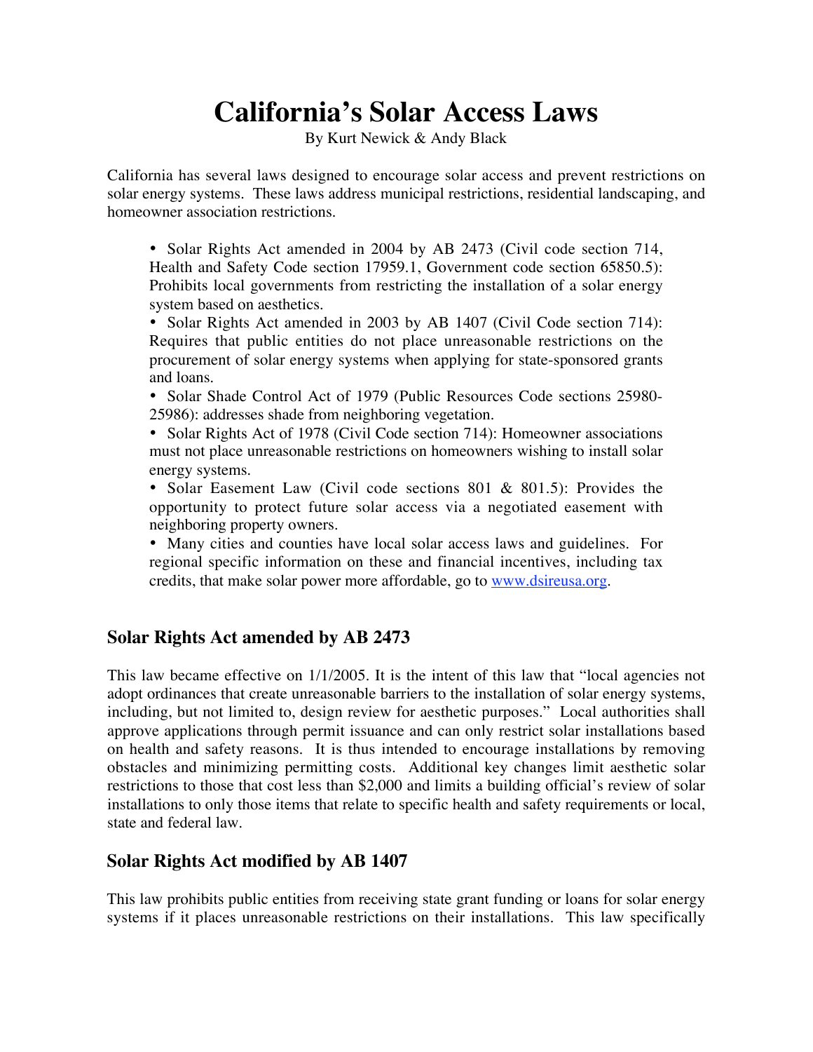# California's Solar Access Laws

By Kurt Newick & Andy Black

California has several laws designed to encourage solar access and prevent restrictions on solar energy systems. These laws address municipal restrictions, residential landscaping, and homeowner association restrictions.

- Solar Rights Act amended in 2004 by AB 2473 (Civil code section 714, Health and Safety Code section 17959.1, Government code section 65850.5): Prohibits local governments from restricting the installation of a solar energy system based on aesthetics.
- Solar Rights Act amended in 2003 by AB 1407 (Civil Code section 714): Requires that public entities do not place unreasonable restrictions on the procurement of solar energy systems when applying for state-sponsored grants and loans.
- Solar Shade Control Act of 1979 (Public Resources Code sections 25980-25986): addresses shade from neighboring vegetation.
- Solar Rights Act of 1978 (Civil Code section 714): Homeowner associations must not place unreasonable restrictions on homeowners wishing to install solar energy systems.
- Solar Easement Law (Civil code sections 801 & 801.5): Provides the opportunity to protect future solar access via a negotiated easement with neighboring property owners.
- Many cities and counties have local solar access laws and guidelines. For regional specific information on these and financial incentives, including tax credits, that make solar power more affordable, go to www.dsireusa.org.

## Solar Rights Act amended by AB 2473

This law became effective on 1/1/2005. It is the intent of this law that "local agencies not adopt ordinances that create unreasonable barriers to the installation of solar energy systems, including, but not limited to, design review for aesthetic purposes." Local authorities shall approve applications through permit issuance and can only restrict solar installations based on health and safety reasons. It is thus intended to encourage installations by removing obstacles and minimizing permitting costs. Additional key changes limit aesthetic solar restrictions to those that cost less than $2,000 and limits a building official's review of solar installations to only those items that relate to specific health and safety requirements or local, state and federal law.

## Solar Rights Act modified by AB 1407

This law prohibits public entities from receiving state grant funding or loans for solar energy systems if it places unreasonable restrictions on their installations. This law specifically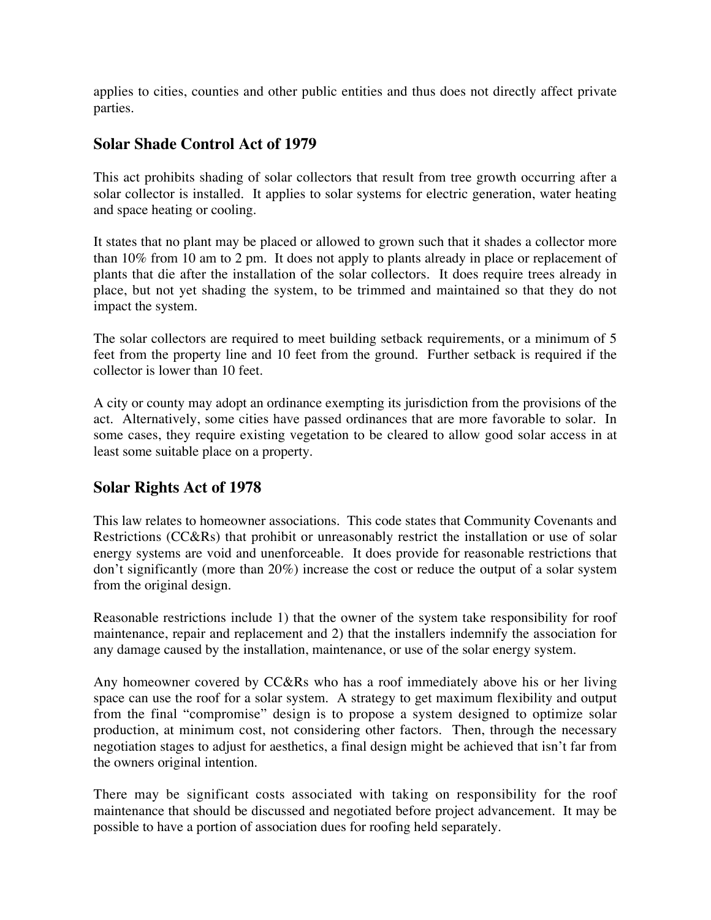applies to cities, counties and other public entities and thus does not directly affect private parties.

## Solar Shade Control Act of 1979

This act prohibits shading of solar collectors that result from tree growth occurring after a solar collector is installed. It applies to solar systems for electric generation, water heating and space heating or cooling.

It states that no plant may be placed or allowed to grown such that it shades a collector more than 10% from 10 am to 2 pm. It does not apply to plants already in place or replacement of plants that die after the installation of the solar collectors. It does require trees already in place, but not yet shading the system, to be trimmed and maintained so that they do not impact the system.

The solar collectors are required to meet building setback requirements, or a minimum of 5 feet from the property line and 10 feet from the ground. Further setback is required if the collector is lower than 10 feet.

A city or county may adopt an ordinance exempting its jurisdiction from the provisions of the act. Alternatively, some cities have passed ordinances that are more favorable to solar. In some cases, they require existing vegetation to be cleared to allow good solar access in at least some suitable place on a property.

## Solar Rights Act of 1978

This law relates to homeowner associations. This code states that Community Covenants and Restrictions (CC&Rs) that prohibit or unreasonably restrict the installation or use of solar energy systems are void and unenforceable. It does provide for reasonable restrictions that don't significantly (more than 20%) increase the cost or reduce the output of a solar system from the original design.

Reasonable restrictions include 1) that the owner of the system take responsibility for roof maintenance, repair and replacement and 2) that the installers indemnify the association for any damage caused by the installation, maintenance, or use of the solar energy system.

Any homeowner covered by CC&Rs who has a roof immediately above his or her living space can use the roof for a solar system. A strategy to get maximum flexibility and output from the final "compromise" design is to propose a system designed to optimize solar production, at minimum cost, not considering other factors. Then, through the necessary negotiation stages to adjust for aesthetics, a final design might be achieved that isn't far from the owners original intention.

There may be significant costs associated with taking on responsibility for the roof maintenance that should be discussed and negotiated before project advancement. It may be possible to have a portion of association dues for roofing held separately.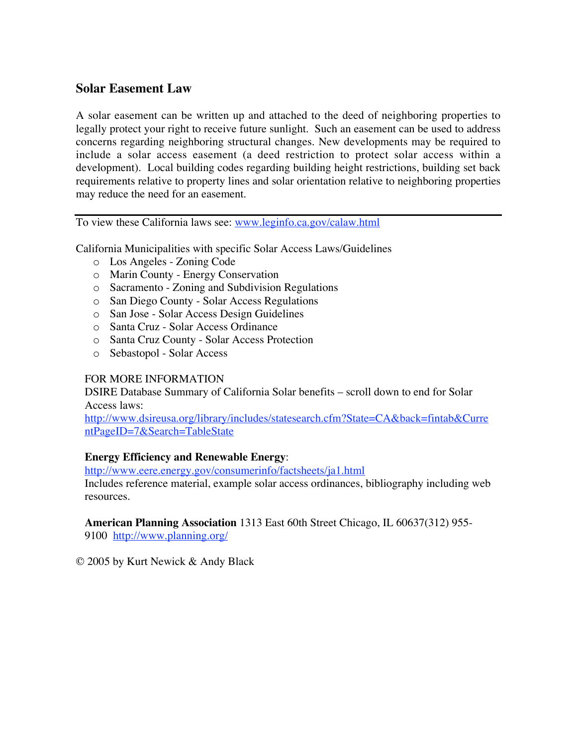## Solar Easement Law

A solar easement can be written up and attached to the deed of neighboring properties to legally protect your right to receive future sunlight. Such an easement can be used to address concerns regarding neighboring structural changes. New developments may be required to include a solar access easement (a deed restriction to protect solar access within a development). Local building codes regarding building height restrictions, building set back requirements relative to property lines and solar orientation relative to neighboring properties may reduce the need for an easement.

---

To view these California laws see: www.leginfo.ca.gov/calaw.html

California Municipalities with specific Solar Access Laws/Guidelines

- Los Angeles - Zoning Code
- Marin County - Energy Conservation
- Sacramento - Zoning and Subdivision Regulations
- San Diego County - Solar Access Regulations
- San Jose - Solar Access Design Guidelines
- Santa Cruz - Solar Access Ordinance
- Santa Cruz County - Solar Access Protection
- Sebastopol - Solar Access

FOR MORE INFORMATION
DSIRE Database Summary of California Solar benefits – scroll down to end for Solar Access laws:
http://www.dsireusa.org/library/includes/statesearch.cfm?State=CA&back=fintab&CurrentPageID=7&Search=TableState

**Energy Efficiency and Renewable Energy**:
http://www.eere.energy.gov/consumerinfo/factsheets/ja1.html
Includes reference material, example solar access ordinances, bibliography including web resources.

**American Planning Association** 1313 East 60th Street Chicago, IL 60637(312) 955-9100 http://www.planning.org/

© 2005 by Kurt Newick & Andy Black